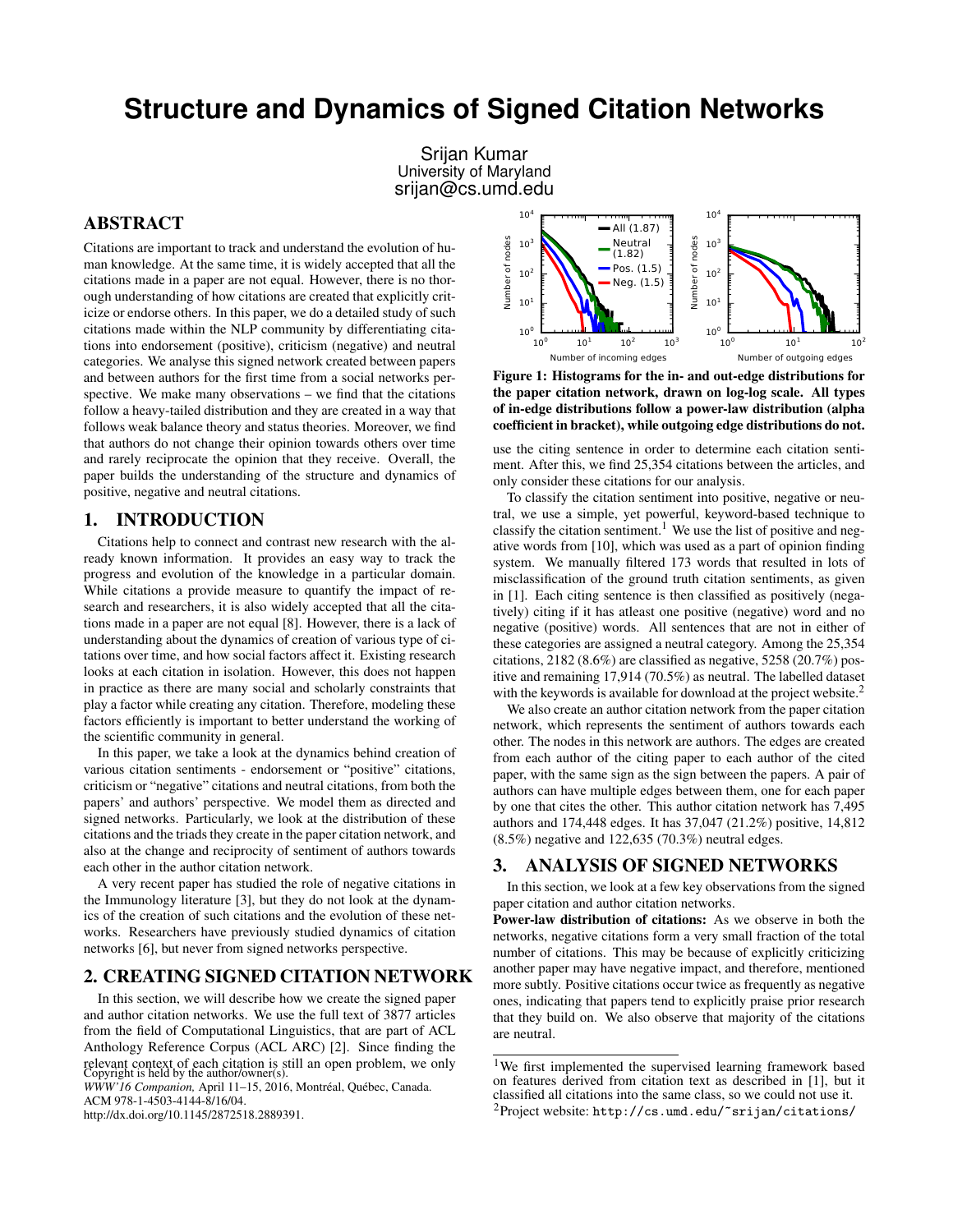# Structure and Dynamics of Signed Citation Networks

Srijan Kumar
University of Maryland
srijan@cs.umd.edu

## ABSTRACT

Citations are important to track and understand the evolution of human knowledge. At the same time, it is widely accepted that all the citations made in a paper are not equal. However, there is no thorough understanding of how citations are created that explicitly criticize or endorse others. In this paper, we do a detailed study of such citations made within the NLP community by differentiating citations into endorsement (positive), criticism (negative) and neutral categories. We analyse this signed network created between papers and between authors for the first time from a social networks perspective. We make many observations – we find that the citations follow a heavy-tailed distribution and they are created in a way that follows weak balance theory and status theories. Moreover, we find that authors do not change their opinion towards others over time and rarely reciprocate the opinion that they receive. Overall, the paper builds the understanding of the structure and dynamics of positive, negative and neutral citations.

## 1. INTRODUCTION

Citations help to connect and contrast new research with the already known information. It provides an easy way to track the progress and evolution of the knowledge in a particular domain. While citations a provide measure to quantify the impact of research and researchers, it is also widely accepted that all the citations made in a paper are not equal [8]. However, there is a lack of understanding about the dynamics of creation of various type of citations over time, and how social factors affect it. Existing research looks at each citation in isolation. However, this does not happen in practice as there are many social and scholarly constraints that play a factor while creating any citation. Therefore, modeling these factors efficiently is important to better understand the working of the scientific community in general.

In this paper, we take a look at the dynamics behind creation of various citation sentiments - endorsement or "positive" citations, criticism or "negative" citations and neutral citations, from both the papers' and authors' perspective. We model them as directed and signed networks. Particularly, we look at the distribution of these citations and the triads they create in the paper citation network, and also at the change and reciprocity of sentiment of authors towards each other in the author citation network.

A very recent paper has studied the role of negative citations in the Immunology literature [3], but they do not look at the dynamics of the creation of such citations and the evolution of these networks. Researchers have previously studied dynamics of citation networks [6], but never from signed networks perspective.

## 2. CREATING SIGNED CITATION NETWORK

In this section, we will describe how we create the signed paper and author citation networks. We use the full text of 3877 articles from the field of Computational Linguistics, that are part of ACL Anthology Reference Corpus (ACL ARC) [2]. Since finding the relevant context of each citation is still an open problem, we only use the citing sentence in order to determine each citation sentiment. After this, we find 25,354 citations between the articles, and only consider these citations for our analysis.

To classify the citation sentiment into positive, negative or neutral, we use a simple, yet powerful, keyword-based technique to classify the citation sentiment.[1] We use the list of positive and negative words from [10], which was used as a part of opinion finding system. We manually filtered 173 words that resulted in lots of misclassification of the ground truth citation sentiments, as given in [1]. Each citing sentence is then classified as positively (negatively) citing if it has atleast one positive (negative) word and no negative (positive) words. All sentences that are not in either of these categories are assigned a neutral category. Among the 25,354 citations, 2182 (8.6%) are classified as negative, 5258 (20.7%) positive and remaining 17,914 (70.5%) as neutral. The labelled dataset with the keywords is available for download at the project website.[2]

We also create an author citation network from the paper citation network, which represents the sentiment of authors towards each other. The nodes in this network are authors. The edges are created from each author of the citing paper to each author of the cited paper, with the same sign as the sign between the papers. A pair of authors can have multiple edges between them, one for each paper by one that cites the other. This author citation network has 7,495 authors and 174,448 edges. It has 37,047 (21.2%) positive, 14,812 (8.5%) negative and 122,635 (70.3%) neutral edges.

**Figure 1: Histograms for the in- and out-edge distributions for the paper citation network, drawn on log-log scale. All types of in-edge distributions follow a power-law distribution (alpha coefficient in bracket), while outgoing edge distributions do not.**

## 3. ANALYSIS OF SIGNED NETWORKS

In this section, we look at a few key observations from the signed paper citation and author citation networks.

**Power-law distribution of citations:** As we observe in both the networks, negative citations form a very small fraction of the total number of citations. This may be because of explicitly criticizing another paper may have negative impact, and therefore, mentioned more subtly. Positive citations occur twice as frequently as negative ones, indicating that papers tend to explicitly praise prior research that they build on. We also observe that majority of the citations are neutral.

Copyright is held by the author/owner(s).
*WWW'16 Companion,* April 11–15, 2016, Montréal, Québec, Canada.
ACM 978-1-4503-4144-8/16/04.
http://dx.doi.org/10.1145/2872518.2889391.

[1] We first implemented the supervised learning framework based on features derived from citation text as described in [1], but it classified all citations into the same class, so we could not use it.

[2] Project website: `http://cs.umd.edu/~srijan/citations/`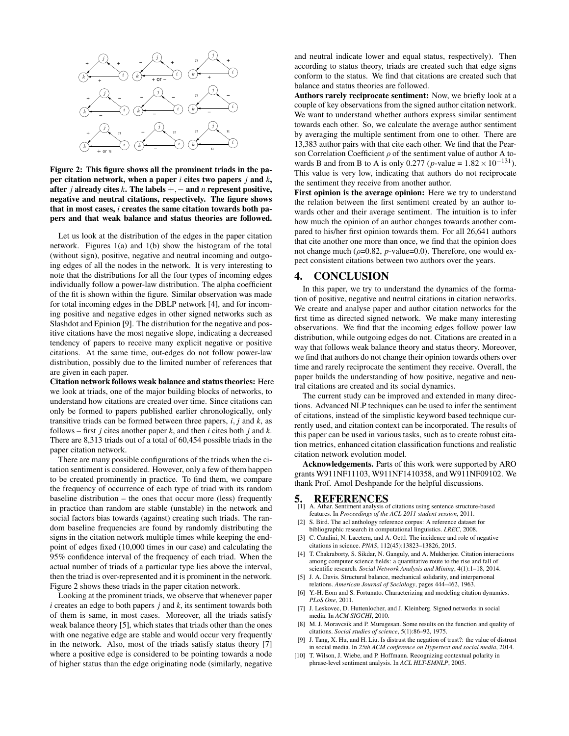+ + +
− + + or −
n + +
+ − −
− − −
n − −
+ n + or n
− n −
n n n

**Figure 2: This figure shows all the prominent triads in the paper citation network, when a paper $i$ cites two papers $j$ and $k$, after $j$ already cites $k$. The labels $+, -$ and $n$ represent positive, negative and neutral citations, respectively. The figure shows that in most cases, $i$ creates the same citation towards both papers and that weak balance and status theories are followed.**

Let us look at the distribution of the edges in the paper citation network. Figures 1(a) and 1(b) show the histogram of the total (without sign), positive, negative and neutral incoming and outgoing edges of all the nodes in the network. It is very interesting to note that the distributions for all the four types of incoming edges individually follow a power-law distribution. The alpha coefficient of the fit is shown within the figure. Similar observation was made for total incoming edges in the DBLP network [4], and for incoming positive and negative edges in other signed networks such as Slashdot and Epinion [9]. The distribution for the negative and positive citations have the most negative slope, indicating a decreased tendency of papers to receive many explicit negative or positive citations. At the same time, out-edges do not follow power-law distribution, possibly due to the limited number of references that are given in each paper.

**Citation network follows weak balance and status theories:** Here we look at triads, one of the major building blocks of networks, to understand how citations are created over time. Since citations can only be formed to papers published earlier chronologically, only transitive triads can be formed between three papers, $i$, $j$ and $k$, as follows – first $j$ cites another paper $k$, and then $i$ cites both $j$ and $k$. There are 8,313 triads out of a total of 60,454 possible triads in the paper citation network.

There are many possible configurations of the triads when the citation sentiment is considered. However, only a few of them happen to be created prominently in practice. To find them, we compare the frequency of occurrence of each type of triad with its random baseline distribution – the ones that occur more (less) frequently in practice than random are stable (unstable) in the network and social factors bias towards (against) creating such triads. The random baseline frequencies are found by randomly distributing the signs in the citation network multiple times while keeping the endpoint of edges fixed (10,000 times in our case) and calculating the 95% confidence interval of the frequency of each triad. When the actual number of triads of a particular type lies above the interval, then the triad is over-represented and it is prominent in the network. Figure 2 shows these triads in the paper citation network.

Looking at the prominent triads, we observe that whenever paper $i$ creates an edge to both papers $j$ and $k$, its sentiment towards both of them is same, in most cases. Moreover, all the triads satisfy weak balance theory [5], which states that triads other than the ones with one negative edge are stable and would occur very frequently in the network. Also, most of the triads satisfy status theory [7] where a positive edge is considered to be pointing towards a node of higher status than the edge originating node (similarly, negative and neutral indicate lower and equal status, respectively). Then according to status theory, triads are created such that edge signs conform to the status. We find that citations are created such that balance and status theories are followed.

**Authors rarely reciprocate sentiment:** Now, we briefly look at a couple of key observations from the signed author citation network. We want to understand whether authors express similar sentiment towards each other. So, we calculate the average author sentiment by averaging the multiple sentiment from one to other. There are 13,383 author pairs with that cite each other. We find that the Pearson Correlation Coefficient $\rho$ of the sentiment value of author A towards B and from B to A is only 0.277 ($p$-value = $1.82 \times 10^{-131}$). This value is very low, indicating that authors do not reciprocate the sentiment they receive from another author.

**First opinion is the average opinion:** Here we try to understand the relation between the first sentiment created by an author towards other and their average sentiment. The intuition is to infer how much the opinion of an author changes towards another compared to his/her first opinion towards them. For all 26,641 authors that cite another one more than once, we find that the opinion does not change much ($\rho$=0.82, $p$-value=0.0). Therefore, one would expect consistent citations between two authors over the years.

# 4. CONCLUSION

In this paper, we try to understand the dynamics of the formation of positive, negative and neutral citations in citation networks. We create and analyse paper and author citation networks for the first time as directed signed network. We make many interesting observations. We find that the incoming edges follow power law distribution, while outgoing edges do not. Citations are created in a way that follows weak balance theory and status theory. Moreover, we find that authors do not change their opinion towards others over time and rarely reciprocate the sentiment they receive. Overall, the paper builds the understanding of how positive, negative and neutral citations are created and its social dynamics.

The current study can be improved and extended in many directions. Advanced NLP techniques can be used to infer the sentiment of citations, instead of the simplistic keyword based technique currently used, and citation context can be incorporated. The results of this paper can be used in various tasks, such as to create robust citation metrics, enhanced citation classification functions and realistic citation network evolution model.

**Acknowledgements.** Parts of this work were supported by ARO grants W911NF11103, W911NF1410358, and W911NF09102. We thank Prof. Amol Deshpande for the helpful discussions.

# 5. REFERENCES

[1] A. Athar. Sentiment analysis of citations using sentence structure-based features. In *Proceedings of the ACL 2011 student session*, 2011.

[2] S. Bird. The acl anthology reference corpus: A reference dataset for bibliographic research in computational linguistics. *LREC*, 2008.

[3] C. Catalini, N. Lacetera, and A. Oettl. The incidence and role of negative citations in science. *PNAS*, 112(45):13823–13826, 2015.

[4] T. Chakraborty, S. Sikdar, N. Ganguly, and A. Mukherjee. Citation interactions among computer science fields: a quantitative route to the rise and fall of scientific research. *Social Network Analysis and Mining*, 4(1):1–18, 2014.

[5] J. A. Davis. Structural balance, mechanical solidarity, and interpersonal relations. *American Journal of Sociology*, pages 444–462, 1963.

[6] Y.-H. Eom and S. Fortunato. Characterizing and modeling citation dynamics. *PLoS One*, 2011.

[7] J. Leskovec, D. Huttenlocher, and J. Kleinberg. Signed networks in social media. In *ACM SIGCHI*, 2010.

[8] M. J. Moravcsik and P. Murugesan. Some results on the function and quality of citations. *Social studies of science*, 5(1):86–92, 1975.

[9] J. Tang, X. Hu, and H. Liu. Is distrust the negation of trust?: the value of distrust in social media. In *25th ACM conference on Hypertext and social media*, 2014.

[10] T. Wilson, J. Wiebe, and P. Hoffmann. Recognizing contextual polarity in phrase-level sentiment analysis. In *ACL HLT-EMNLP*, 2005.